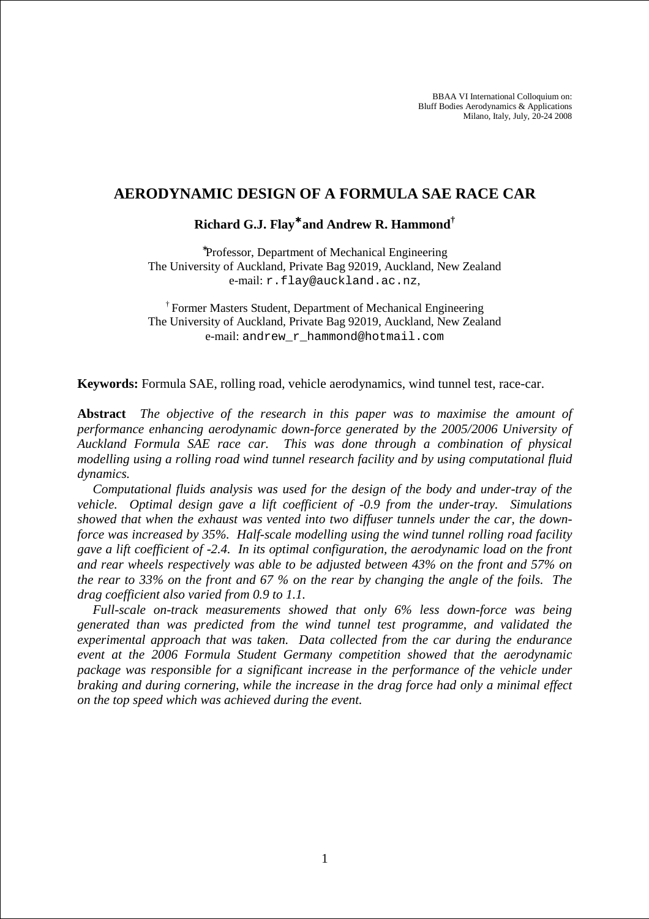BBAA VI International Colloquium on:
Bluff Bodies Aerodynamics & Applications
Milano, Italy, July, 20-24 2008

# AERODYNAMIC DESIGN OF A FORMULA SAE RACE CAR

**Richard G.J. Flay\* and Andrew R. Hammond†**

\*Professor, Department of Mechanical Engineering
The University of Auckland, Private Bag 92019, Auckland, New Zealand
e-mail: `r.flay@auckland.ac.nz`,

† Former Masters Student, Department of Mechanical Engineering
The University of Auckland, Private Bag 92019, Auckland, New Zealand
e-mail: `andrew_r_hammond@hotmail.com`

**Keywords:** Formula SAE, rolling road, vehicle aerodynamics, wind tunnel test, race-car.

**Abstract** *The objective of the research in this paper was to maximise the amount of performance enhancing aerodynamic down-force generated by the 2005/2006 University of Auckland Formula SAE race car. This was done through a combination of physical modelling using a rolling road wind tunnel research facility and by using computational fluid dynamics.*

*Computational fluids analysis was used for the design of the body and under-tray of the vehicle. Optimal design gave a lift coefficient of -0.9 from the under-tray. Simulations showed that when the exhaust was vented into two diffuser tunnels under the car, the down-force was increased by 35%. Half-scale modelling using the wind tunnel rolling road facility gave a lift coefficient of -2.4. In its optimal configuration, the aerodynamic load on the front and rear wheels respectively was able to be adjusted between 43% on the front and 57% on the rear to 33% on the front and 67 % on the rear by changing the angle of the foils. The drag coefficient also varied from 0.9 to 1.1.*

*Full-scale on-track measurements showed that only 6% less down-force was being generated than was predicted from the wind tunnel test programme, and validated the experimental approach that was taken. Data collected from the car during the endurance event at the 2006 Formula Student Germany competition showed that the aerodynamic package was responsible for a significant increase in the performance of the vehicle under braking and during cornering, while the increase in the drag force had only a minimal effect on the top speed which was achieved during the event.*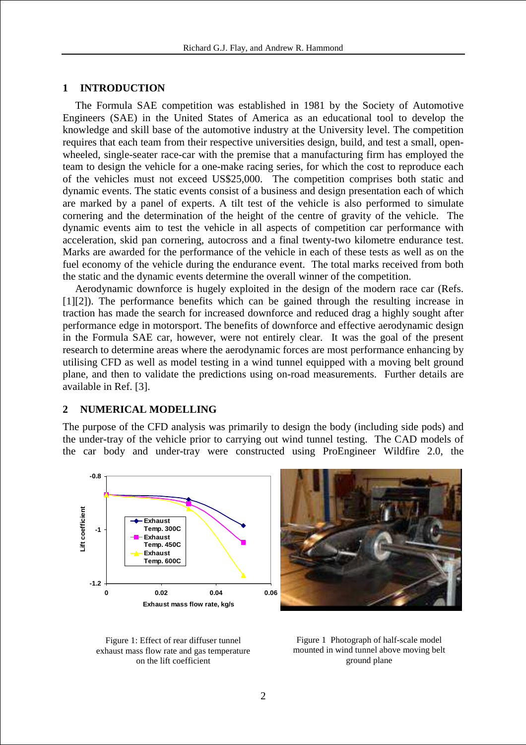## 1 INTRODUCTION

The Formula SAE competition was established in 1981 by the Society of Automotive Engineers (SAE) in the United States of America as an educational tool to develop the knowledge and skill base of the automotive industry at the University level. The competition requires that each team from their respective universities design, build, and test a small, open-wheeled, single-seater race-car with the premise that a manufacturing firm has employed the team to design the vehicle for a one-make racing series, for which the cost to reproduce each of the vehicles must not exceed US$25,000. The competition comprises both static and dynamic events. The static events consist of a business and design presentation each of which are marked by a panel of experts. A tilt test of the vehicle is also performed to simulate cornering and the determination of the height of the centre of gravity of the vehicle. The dynamic events aim to test the vehicle in all aspects of competition car performance with acceleration, skid pan cornering, autocross and a final twenty-two kilometre endurance test. Marks are awarded for the performance of the vehicle in each of these tests as well as on the fuel economy of the vehicle during the endurance event. The total marks received from both the static and the dynamic events determine the overall winner of the competition.

Aerodynamic downforce is hugely exploited in the design of the modern race car (Refs. [1][2]). The performance benefits which can be gained through the resulting increase in traction has made the search for increased downforce and reduced drag a highly sought after performance edge in motorsport. The benefits of downforce and effective aerodynamic design in the Formula SAE car, however, were not entirely clear. It was the goal of the present research to determine areas where the aerodynamic forces are most performance enhancing by utilising CFD as well as model testing in a wind tunnel equipped with a moving belt ground plane, and then to validate the predictions using on-road measurements. Further details are available in Ref. [3].

## 2 NUMERICAL MODELLING

The purpose of the CFD analysis was primarily to design the body (including side pods) and the under-tray of the vehicle prior to carrying out wind tunnel testing. The CAD models of the car body and under-tray were constructed using ProEngineer Wildfire 2.0, the

Figure 1: Effect of rear diffuser tunnel exhaust mass flow rate and gas temperature on the lift coefficient

Figure 1 Photograph of half-scale model mounted in wind tunnel above moving belt ground plane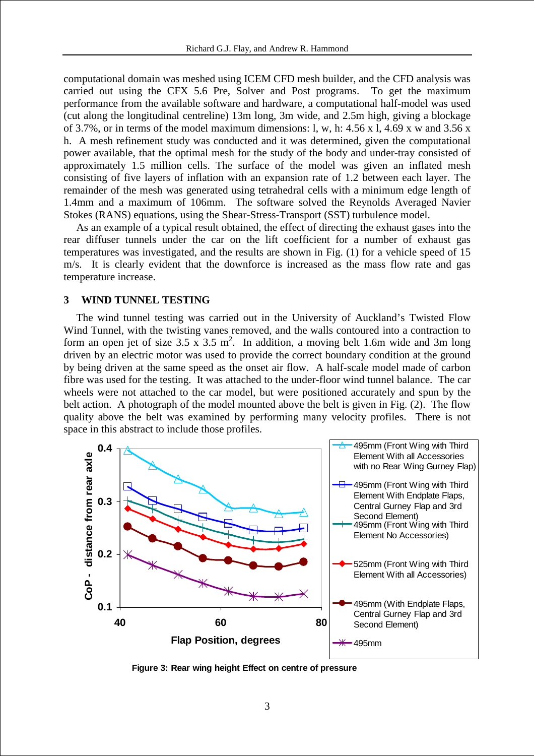computational domain was meshed using ICEM CFD mesh builder, and the CFD analysis was carried out using the CFX 5.6 Pre, Solver and Post programs. To get the maximum performance from the available software and hardware, a computational half-model was used (cut along the longitudinal centreline) 13m long, 3m wide, and 2.5m high, giving a blockage of 3.7%, or in terms of the model maximum dimensions: l, w, h: 4.56 x l, 4.69 x w and 3.56 x h. A mesh refinement study was conducted and it was determined, given the computational power available, that the optimal mesh for the study of the body and under-tray consisted of approximately 1.5 million cells. The surface of the model was given an inflated mesh consisting of five layers of inflation with an expansion rate of 1.2 between each layer. The remainder of the mesh was generated using tetrahedral cells with a minimum edge length of 1.4mm and a maximum of 106mm. The software solved the Reynolds Averaged Navier Stokes (RANS) equations, using the Shear-Stress-Transport (SST) turbulence model.

As an example of a typical result obtained, the effect of directing the exhaust gases into the rear diffuser tunnels under the car on the lift coefficient for a number of exhaust gas temperatures was investigated, and the results are shown in Fig. (1) for a vehicle speed of 15 m/s. It is clearly evident that the downforce is increased as the mass flow rate and gas temperature increase.

## 3 WIND TUNNEL TESTING

The wind tunnel testing was carried out in the University of Auckland's Twisted Flow Wind Tunnel, with the twisting vanes removed, and the walls contoured into a contraction to form an open jet of size 3.5 x 3.5 $m^2$. In addition, a moving belt 1.6m wide and 3m long driven by an electric motor was used to provide the correct boundary condition at the ground by being driven at the same speed as the onset air flow. A half-scale model made of carbon fibre was used for the testing. It was attached to the under-floor wind tunnel balance. The car wheels were not attached to the car model, but were positioned accurately and spun by the belt action. A photograph of the model mounted above the belt is given in Fig. (2). The flow quality above the belt was examined by performing many velocity profiles. There is not space in this abstract to include those profiles.

**Figure 3: Rear wing height Effect on centre of pressure**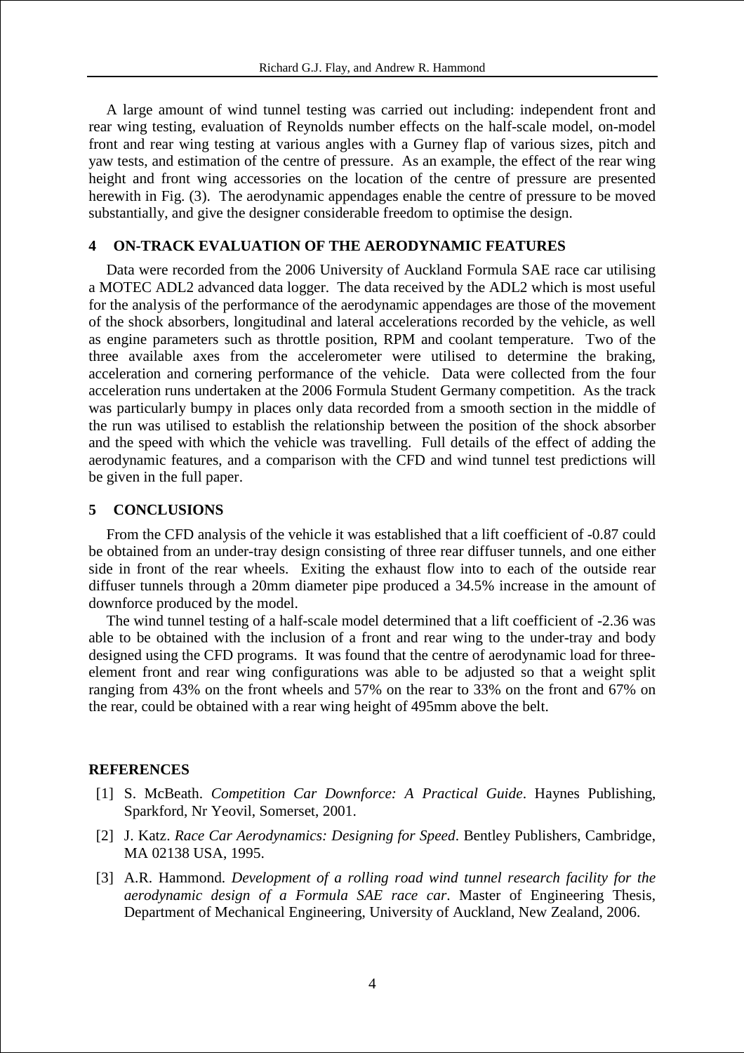A large amount of wind tunnel testing was carried out including: independent front and rear wing testing, evaluation of Reynolds number effects on the half-scale model, on-model front and rear wing testing at various angles with a Gurney flap of various sizes, pitch and yaw tests, and estimation of the centre of pressure. As an example, the effect of the rear wing height and front wing accessories on the location of the centre of pressure are presented herewith in Fig. (3). The aerodynamic appendages enable the centre of pressure to be moved substantially, and give the designer considerable freedom to optimise the design.

## 4 ON-TRACK EVALUATION OF THE AERODYNAMIC FEATURES

Data were recorded from the 2006 University of Auckland Formula SAE race car utilising a MOTEC ADL2 advanced data logger. The data received by the ADL2 which is most useful for the analysis of the performance of the aerodynamic appendages are those of the movement of the shock absorbers, longitudinal and lateral accelerations recorded by the vehicle, as well as engine parameters such as throttle position, RPM and coolant temperature. Two of the three available axes from the accelerometer were utilised to determine the braking, acceleration and cornering performance of the vehicle. Data were collected from the four acceleration runs undertaken at the 2006 Formula Student Germany competition. As the track was particularly bumpy in places only data recorded from a smooth section in the middle of the run was utilised to establish the relationship between the position of the shock absorber and the speed with which the vehicle was travelling. Full details of the effect of adding the aerodynamic features, and a comparison with the CFD and wind tunnel test predictions will be given in the full paper.

## 5 CONCLUSIONS

From the CFD analysis of the vehicle it was established that a lift coefficient of -0.87 could be obtained from an under-tray design consisting of three rear diffuser tunnels, and one either side in front of the rear wheels. Exiting the exhaust flow into to each of the outside rear diffuser tunnels through a 20mm diameter pipe produced a 34.5% increase in the amount of downforce produced by the model.

The wind tunnel testing of a half-scale model determined that a lift coefficient of -2.36 was able to be obtained with the inclusion of a front and rear wing to the under-tray and body designed using the CFD programs. It was found that the centre of aerodynamic load for three-element front and rear wing configurations was able to be adjusted so that a weight split ranging from 43% on the front wheels and 57% on the rear to 33% on the front and 67% on the rear, could be obtained with a rear wing height of 495mm above the belt.

## REFERENCES

[1] S. McBeath. *Competition Car Downforce: A Practical Guide*. Haynes Publishing, Sparkford, Nr Yeovil, Somerset, 2001.

[2] J. Katz. *Race Car Aerodynamics: Designing for Speed*. Bentley Publishers, Cambridge, MA 02138 USA, 1995.

[3] A.R. Hammond. *Development of a rolling road wind tunnel research facility for the aerodynamic design of a Formula SAE race car*. Master of Engineering Thesis, Department of Mechanical Engineering, University of Auckland, New Zealand, 2006.